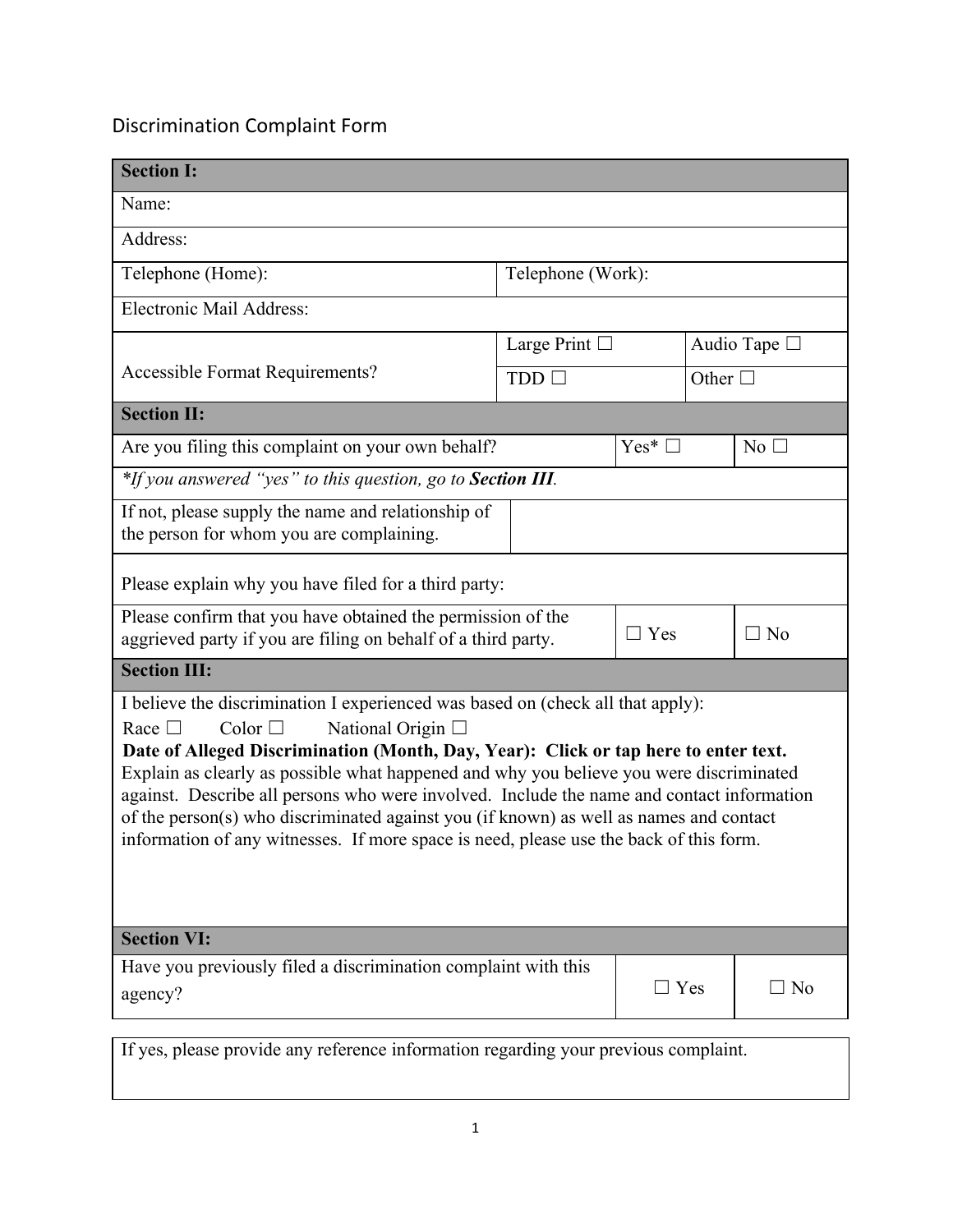# Discrimination Complaint Form

| **Section I:** | | | |
|---|---|---|---|
| Name: | | | |
| Address: | | | |
| Telephone (Home): | Telephone (Work): | | |
| Electronic Mail Address: | | | |
| Accessible Format Requirements? | Large Print ☐ | Audio Tape ☐ | |
| | TDD ☐ | Other ☐ | |

| **Section II:** | | |
|---|---|---|
| Are you filing this complaint on your own behalf? | Yes* ☐ | No ☐ |
| *\*If you answered "yes" to this question, go to **Section III**.* | | |
| If not, please supply the name and relationship of the person for whom you are complaining. | | |
| Please explain why you have filed for a third party: | | |
| Please confirm that you have obtained the permission of the aggrieved party if you are filing on behalf of a third party. | ☐ Yes | ☐ No |

| **Section III:** |
|---|
| I believe the discrimination I experienced was based on (check all that apply):<br>Race ☐ Color ☐ National Origin ☐<br>**Date of Alleged Discrimination (Month, Day, Year): Click or tap here to enter text.**<br>Explain as clearly as possible what happened and why you believe you were discriminated against. Describe all persons who were involved. Include the name and contact information of the person(s) who discriminated against you (if known) as well as names and contact information of any witnesses. If more space is need, please use the back of this form. |

| **Section VI:** | | |
|---|---|---|
| Have you previously filed a discrimination complaint with this agency? | ☐ Yes | ☐ No |

| If yes, please provide any reference information regarding your previous complaint. |
|---|
| |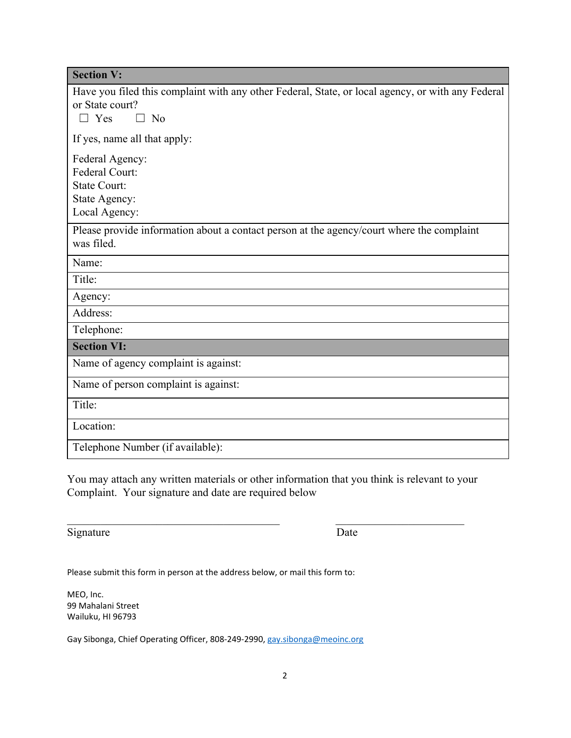| **Section V:** |
|---|
| Have you filed this complaint with any other Federal, State, or local agency, or with any Federal or State court?<br>☐ Yes ☐ No<br><br>If yes, name all that apply:<br><br>Federal Agency:<br>Federal Court:<br>State Court:<br>State Agency:<br>Local Agency: |
| Please provide information about a contact person at the agency/court where the complaint was filed. |
| Name: |
| Title: |
| Agency: |
| Address: |
| Telephone: |
| **Section VI:** |
| Name of agency complaint is against: |
| Name of person complaint is against: |
| Title: |
| Location: |
| Telephone Number (if available): |

You may attach any written materials or other information that you think is relevant to your Complaint. Your signature and date are required below

_______________________________________ &nbsp;&nbsp;&nbsp;&nbsp;&nbsp;&nbsp; ________________________

Signature &nbsp;&nbsp;&nbsp;&nbsp;&nbsp;&nbsp;&nbsp;&nbsp;&nbsp;&nbsp;&nbsp;&nbsp;&nbsp;&nbsp;&nbsp;&nbsp;&nbsp;&nbsp;&nbsp;&nbsp;&nbsp;&nbsp;&nbsp;&nbsp;&nbsp;&nbsp;&nbsp;&nbsp;&nbsp;&nbsp;&nbsp;&nbsp;&nbsp;&nbsp;&nbsp;&nbsp;&nbsp;&nbsp;&nbsp;&nbsp; Date

Please submit this form in person at the address below, or mail this form to:

MEO, Inc.
99 Mahalani Street
Wailuku, HI 96793

Gay Sibonga, Chief Operating Officer, 808-249-2990, gay.sibonga@meoinc.org